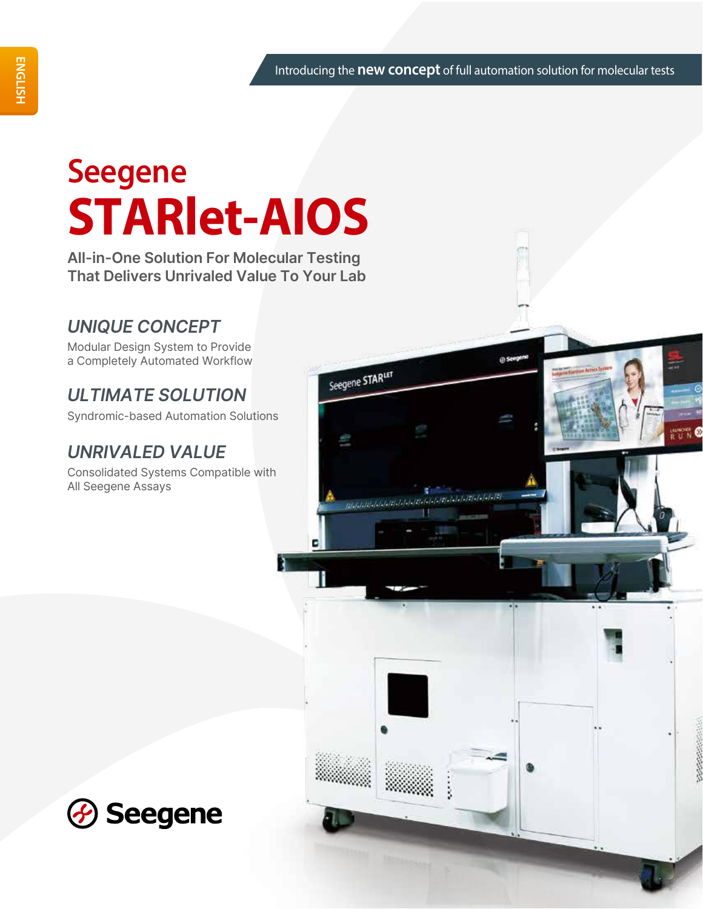ENGLISH

Introducing the **new concept** of full automation solution for molecular tests

# Seegene
# STARlet-AIOS

## All-in-One Solution For Molecular Testing That Delivers Unrivaled Value To Your Lab

### *UNIQUE CONCEPT*

Modular Design System to Provide a Completely Automated Workflow

### *ULTIMATE SOLUTION*

Syndromic-based Automation Solutions

### *UNRIVALED VALUE*

Consolidated Systems Compatible with All Seegene Assays

Seegene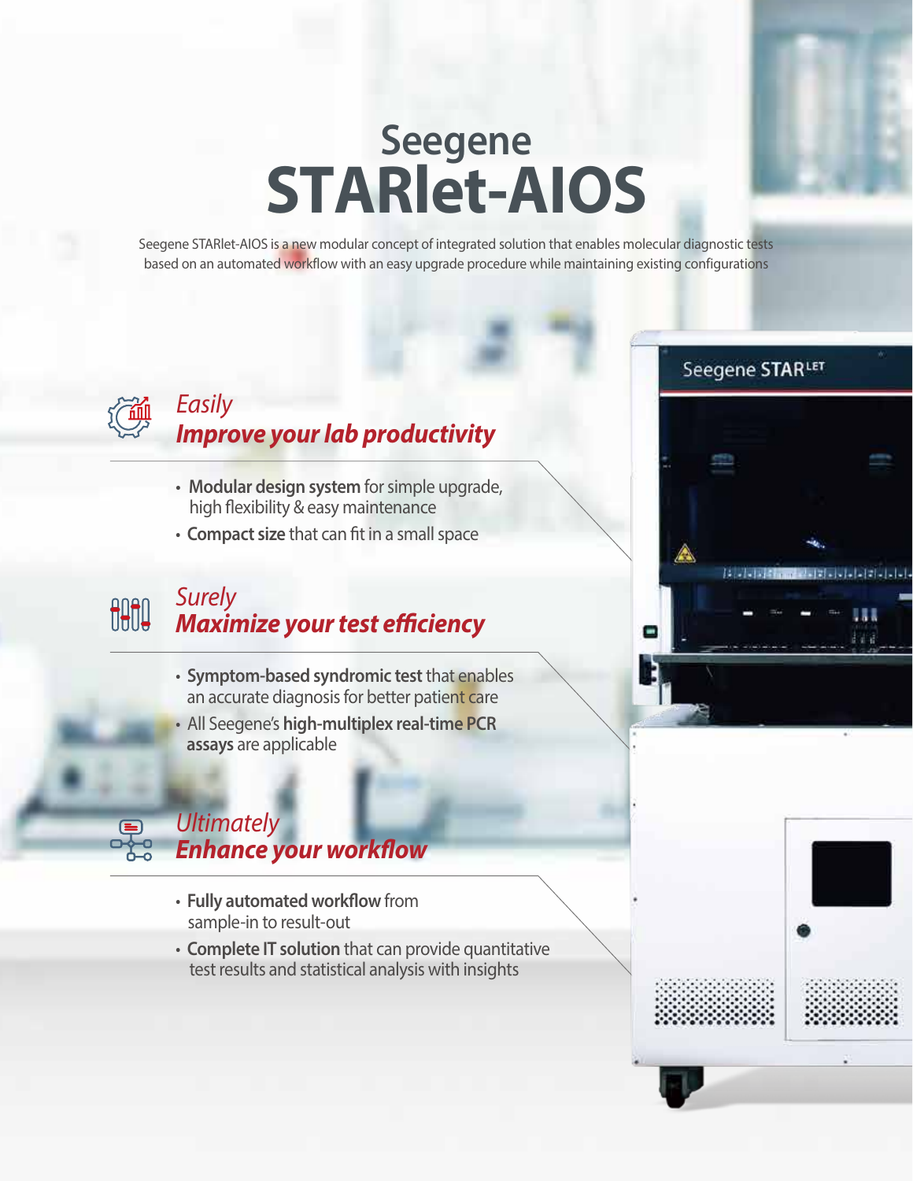# Seegene STARlet-AIOS

Seegene STARlet-AIOS is a new modular concept of integrated solution that enables molecular diagnostic tests based on an automated workflow with an easy upgrade procedure while maintaining existing configurations

## *Easily* ***Improve your lab productivity***

- **Modular design system** for simple upgrade, high flexibility & easy maintenance
- **Compact size** that can fit in a small space

## *Surely* ***Maximize your test efficiency***

- **Symptom-based syndromic test** that enables an accurate diagnosis for better patient care
- All Seegene's **high-multiplex real-time PCR assays** are applicable

## *Ultimately* ***Enhance your workflow***

- **Fully automated workflow** from sample-in to result-out
- **Complete IT solution** that can provide quantitative test results and statistical analysis with insights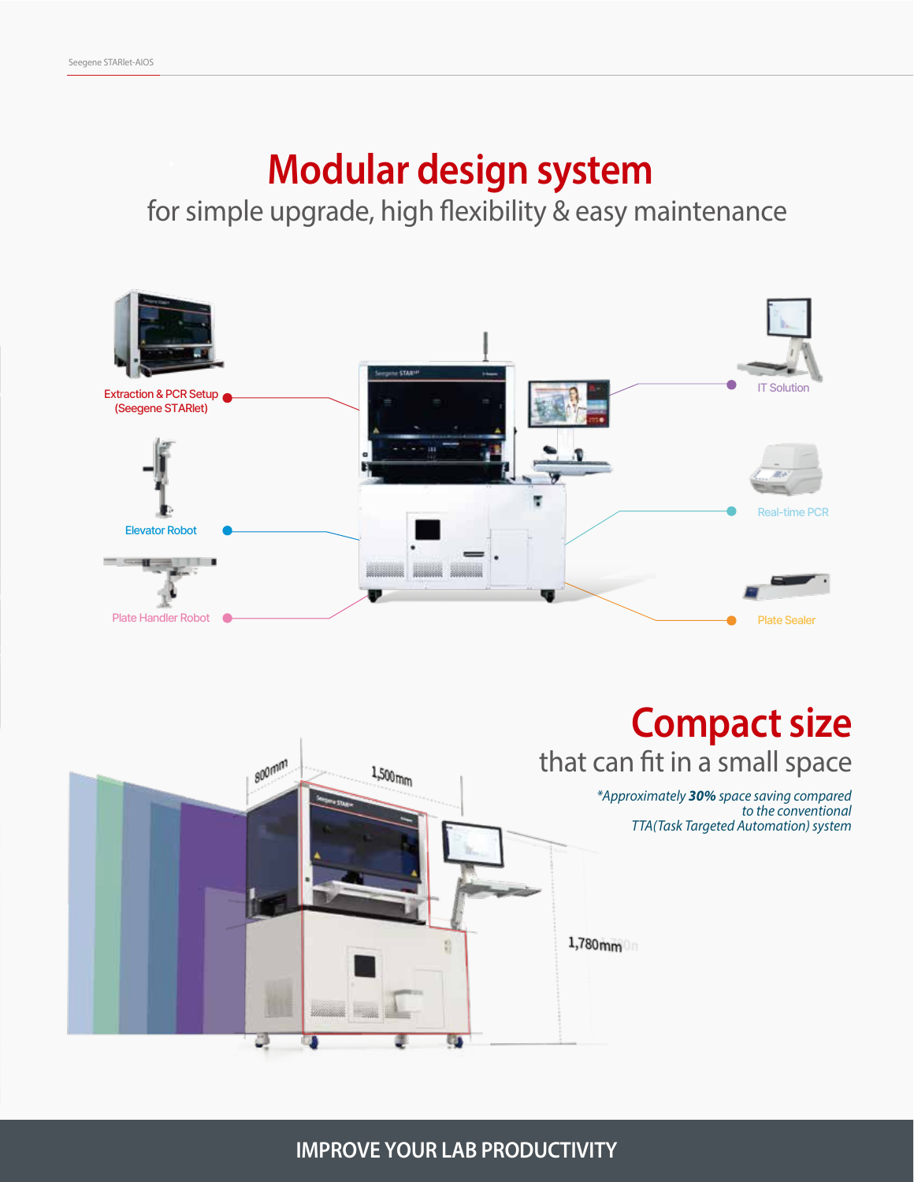# Modular design system

for simple upgrade, high flexibility & easy maintenance

Extraction & PCR Setup (Seegene STARlet)

Elevator Robot

Plate Handler Robot

IT Solution

Real-time PCR

Plate Sealer

# Compact size

that can fit in a small space

*Approximately **30%** space saving compared to the conventional TTA(Task Targeted Automation) system*

800mm

1,500mm

1,780mm

**IMPROVE YOUR LAB PRODUCTIVITY**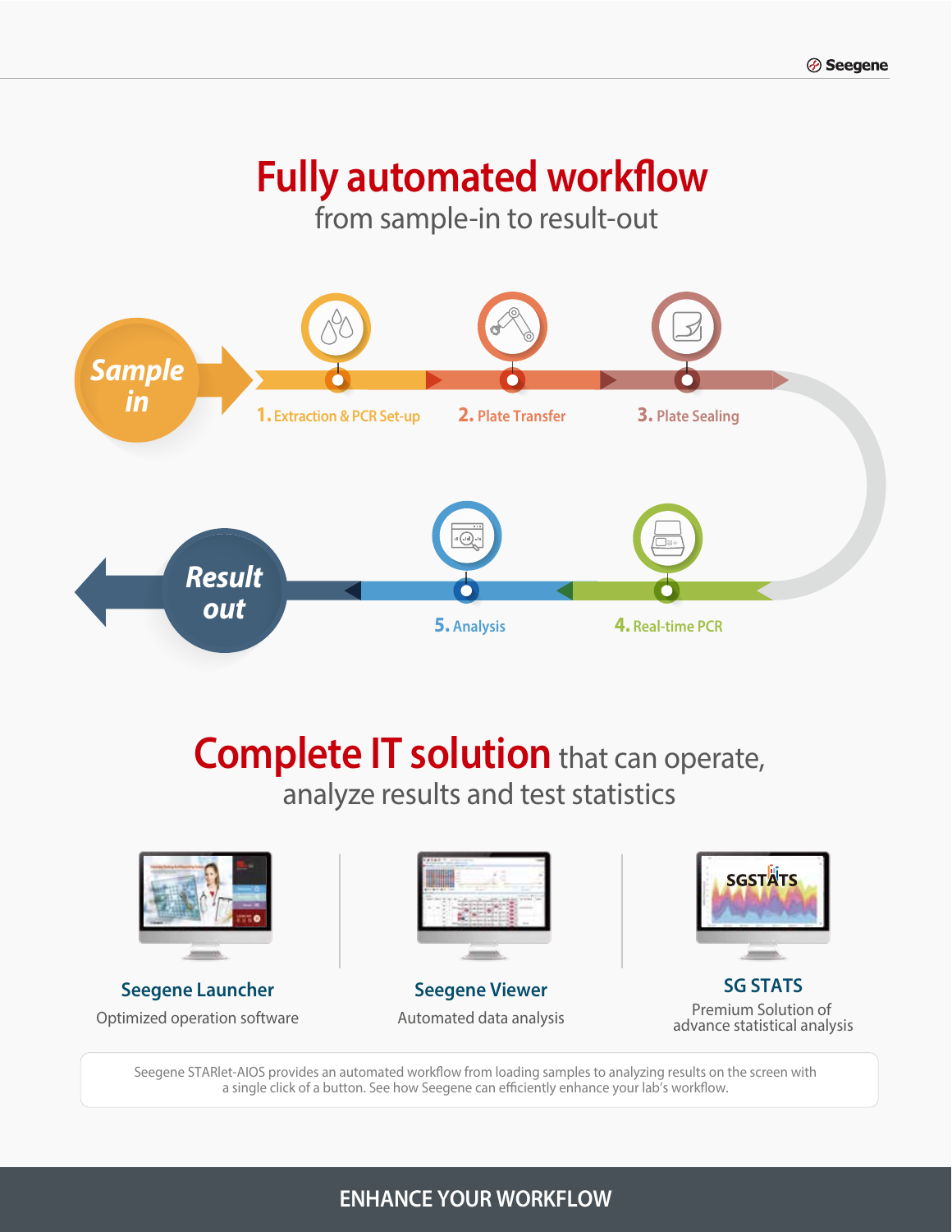# Fully automated workflow

from sample-in to result-out

**Sample in**

1. Extraction & PCR Set-up
2. Plate Transfer
3. Plate Sealing
4. Real-time PCR
5. Analysis

**Result out**

## Complete IT solution that can operate, analyze results and test statistics

**Seegene Launcher**
Optimized operation software

**Seegene Viewer**
Automated data analysis

**SG STATS**
Premium Solution of advance statistical analysis

Seegene STARlet-AIOS provides an automated workflow from loading samples to analyzing results on the screen with a single click of a button. See how Seegene can efficiently enhance your lab's workflow.

ENHANCE YOUR WORKFLOW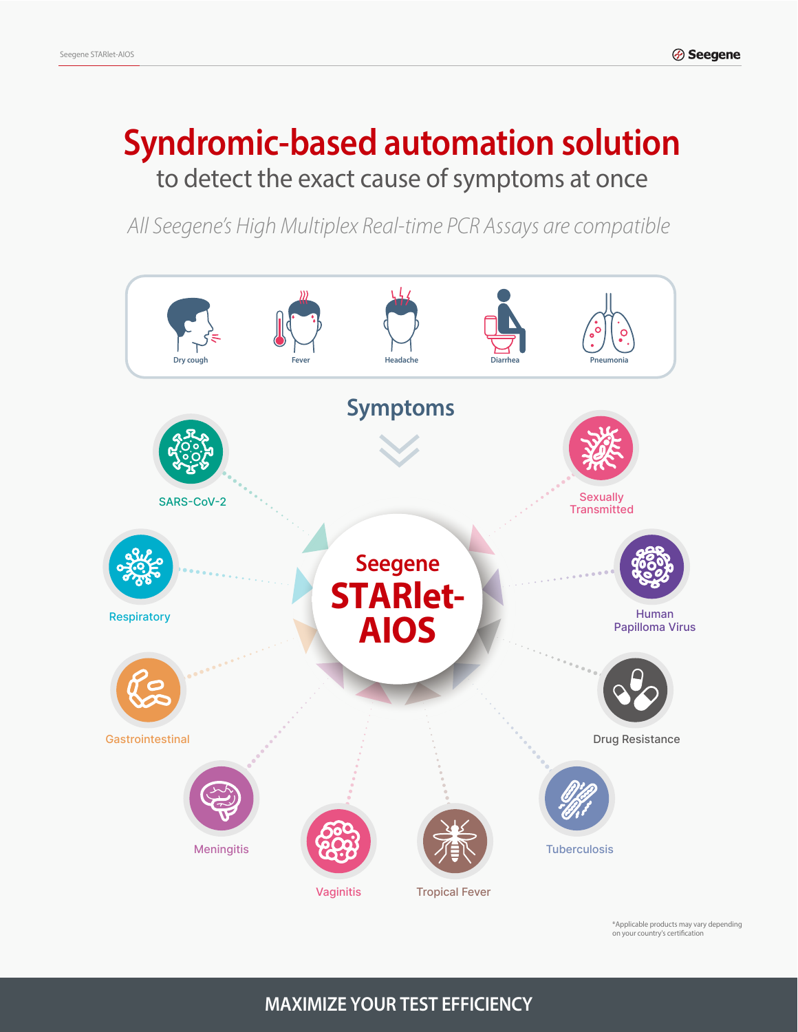# Syndromic-based automation solution

## to detect the exact cause of symptoms at once

*All Seegene's High Multiplex Real-time PCR Assays are compatible*

Dry cough | Fever | Headache | Diarrhea | Pneumonia

**Symptoms**

**Seegene STARlet-AIOS**

- SARS-CoV-2
- Respiratory
- Gastrointestinal
- Meningitis
- Vaginitis
- Tropical Fever
- Tuberculosis
- Drug Resistance
- Human Papilloma Virus
- Sexually Transmitted

*Applicable products may vary depending on your country's certification

**MAXIMIZE YOUR TEST EFFICIENCY**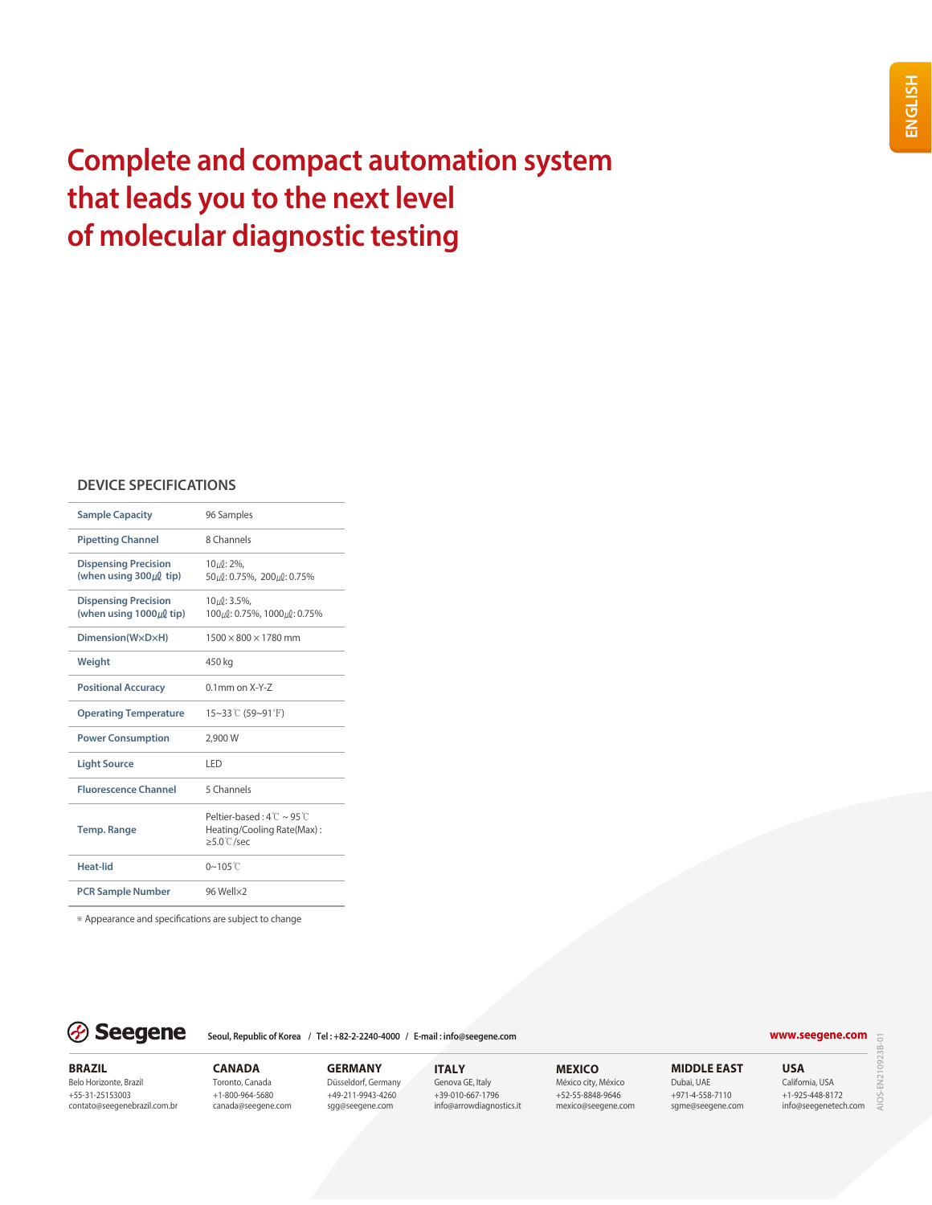ENGLISH

# Complete and compact automation system that leads you to the next level of molecular diagnostic testing

## DEVICE SPECIFICATIONS

| | |
|---|---|
| Sample Capacity | 96 Samples |
| Pipetting Channel | 8 Channels |
| Dispensing Precision (when using 300㎕ tip) | 10㎕: 2%, 50㎕: 0.75%, 200㎕: 0.75% |
| Dispensing Precision (when using 1000㎕ tip) | 10㎕: 3.5%, 100㎕: 0.75%, 1000㎕: 0.75% |
| Dimension(W×D×H) | 1500 × 800 × 1780 mm |
| Weight | 450 kg |
| Positional Accuracy | 0.1mm on X-Y-Z |
| Operating Temperature | 15~33℃ (59~91℉) |
| Power Consumption | 2,900 W |
| Light Source | LED |
| Fluorescence Channel | 5 Channels |
| Temp. Range | Peltier-based : 4℃ ~ 95℃<br>Heating/Cooling Rate(Max) : ≥5.0℃/sec |
| Heat-lid | 0~105℃ |
| PCR Sample Number | 96 Well×2 |

※ Appearance and specifications are subject to change

**Seegene** Seoul, Republic of Korea / Tel : +82-2-2240-4000 / E-mail : info@seegene.com

www.seegene.com

**BRAZIL**
Belo Horizonte, Brazil
+55-31-25153003
contato@seegenebrazil.com.br

**CANADA**
Toronto, Canada
+1-800-964-5680
canada@seegene.com

**GERMANY**
Düsseldorf, Germany
+49-211-9943-4260
sgg@seegene.com

**ITALY**
Genova GE, Italy
+39-010-667-1796
info@arrowdiagnostics.it

**MEXICO**
México city, México
+52-55-8848-9646
mexico@seegene.com

**MIDDLE EAST**
Dubai, UAE
+971-4-558-7110
sgme@seegene.com

**USA**
California, USA
+1-925-448-8172
info@seegenetech.com

AIOS-EN210923B-01